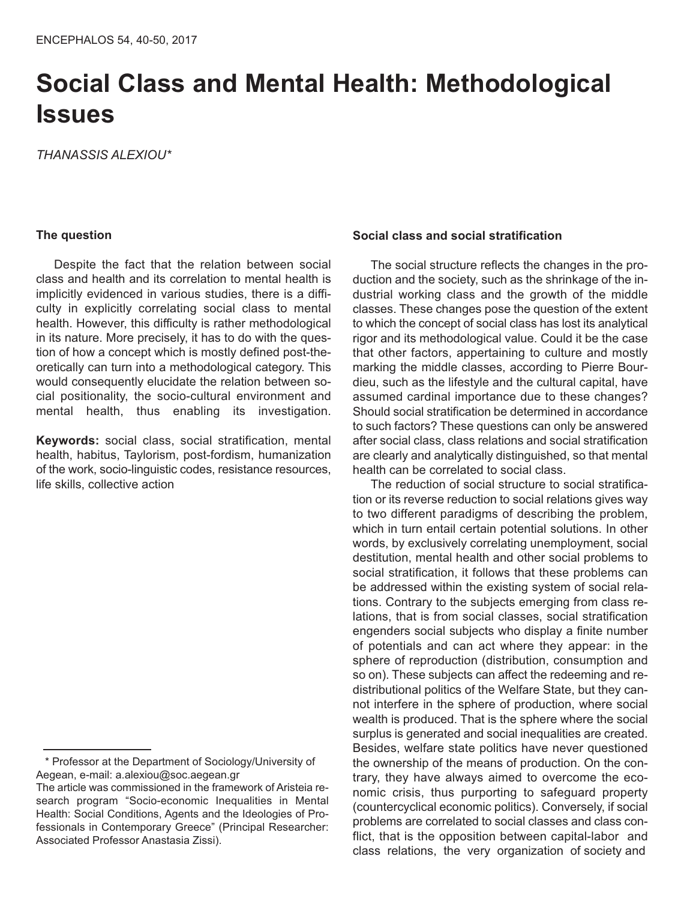# Social Class and Mental Health: Methodological Issues

*THANASSIS ALEXIOU**

### The question

Despite the fact that the relation between social class and health and its correlation to mental health is implicitly evidenced in various studies, there is a difficulty in explicitly correlating social class to mental health. However, this difficulty is rather methodological in its nature. More precisely, it has to do with the question of how a concept which is mostly defined post-theoretically can turn into a methodological category. This would consequently elucidate the relation between social positionality, the socio-cultural environment and mental health, thus enabling its investigation.

**Keywords:** social class, social stratification, mental health, habitus, Taylorism, post-fordism, humanization of the work, socio-linguistic codes, resistance resources, life skills, collective action

### Social class and social stratification

The social structure reflects the changes in the production and the society, such as the shrinkage of the industrial working class and the growth of the middle classes. These changes pose the question of the extent to which the concept of social class has lost its analytical rigor and its methodological value. Could it be the case that other factors, appertaining to culture and mostly marking the middle classes, according to Pierre Bourdieu, such as the lifestyle and the cultural capital, have assumed cardinal importance due to these changes? Should social stratification be determined in accordance to such factors? These questions can only be answered after social class, class relations and social stratification are clearly and analytically distinguished, so that mental health can be correlated to social class.

The reduction of social structure to social stratification or its reverse reduction to social relations gives way to two different paradigms of describing the problem, which in turn entail certain potential solutions. In other words, by exclusively correlating unemployment, social destitution, mental health and other social problems to social stratification, it follows that these problems can be addressed within the existing system of social relations. Contrary to the subjects emerging from class relations, that is from social classes, social stratification engenders social subjects who display a finite number of potentials and can act where they appear: in the sphere of reproduction (distribution, consumption and so on). These subjects can affect the redeeming and redistributional politics of the Welfare State, but they cannot interfere in the sphere of production, where social wealth is produced. That is the sphere where the social surplus is generated and social inequalities are created. Besides, welfare state politics have never questioned the ownership of the means of production. On the contrary, they have always aimed to overcome the economic crisis, thus purporting to safeguard property (countercyclical economic politics). Conversely, if social problems are correlated to social classes and class conflict, that is the opposition between capital-labor and class relations, the very organization of society and

---

\* Professor at the Department of Sociology/University of Aegean, e-mail: a.alexiou@soc.aegean.gr

The article was commissioned in the framework of Aristeia research program "Socio-economic Inequalities in Mental Health: Social Conditions, Agents and the Ideologies of Professionals in Contemporary Greece" (Principal Researcher: Associated Professor Anastasia Zissi).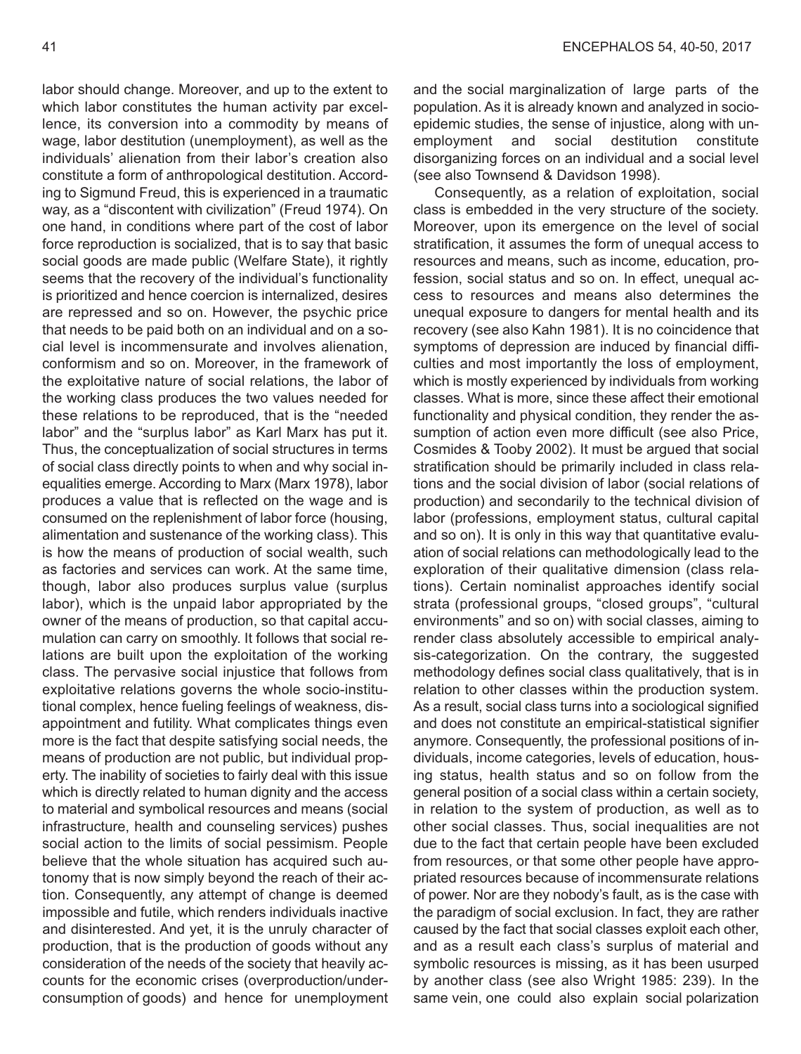labor should change. Moreover, and up to the extent to which labor constitutes the human activity par excellence, its conversion into a commodity by means of wage, labor destitution (unemployment), as well as the individuals' alienation from their labor's creation also constitute a form of anthropological destitution. According to Sigmund Freud, this is experienced in a traumatic way, as a "discontent with civilization" (Freud 1974). On one hand, in conditions where part of the cost of labor force reproduction is socialized, that is to say that basic social goods are made public (Welfare State), it rightly seems that the recovery of the individual's functionality is prioritized and hence coercion is internalized, desires are repressed and so on. However, the psychic price that needs to be paid both on an individual and on a social level is incommensurate and involves alienation, conformism and so on. Moreover, in the framework of the exploitative nature of social relations, the labor of the working class produces the two values needed for these relations to be reproduced, that is the "needed labor" and the "surplus labor" as Karl Marx has put it. Thus, the conceptualization of social structures in terms of social class directly points to when and why social inequalities emerge. According to Marx (Marx 1978), labor produces a value that is reflected on the wage and is consumed on the replenishment of labor force (housing, alimentation and sustenance of the working class). This is how the means of production of social wealth, such as factories and services can work. At the same time, though, labor also produces surplus value (surplus labor), which is the unpaid labor appropriated by the owner of the means of production, so that capital accumulation can carry on smoothly. It follows that social relations are built upon the exploitation of the working class. The pervasive social injustice that follows from exploitative relations governs the whole socio-institutional complex, hence fueling feelings of weakness, disappointment and futility. What complicates things even more is the fact that despite satisfying social needs, the means of production are not public, but individual property. The inability of societies to fairly deal with this issue which is directly related to human dignity and the access to material and symbolical resources and means (social infrastructure, health and counseling services) pushes social action to the limits of social pessimism. People believe that the whole situation has acquired such autonomy that is now simply beyond the reach of their action. Consequently, any attempt of change is deemed impossible and futile, which renders individuals inactive and disinterested. And yet, it is the unruly character of production, that is the production of goods without any consideration of the needs of the society that heavily accounts for the economic crises (overproduction/underconsumption of goods) and hence for unemployment and the social marginalization of large parts of the population. As it is already known and analyzed in socio-epidemic studies, the sense of injustice, along with unemployment and social destitution constitute disorganizing forces on an individual and a social level (see also Townsend & Davidson 1998).

Consequently, as a relation of exploitation, social class is embedded in the very structure of the society. Moreover, upon its emergence on the level of social stratification, it assumes the form of unequal access to resources and means, such as income, education, profession, social status and so on. In effect, unequal access to resources and means also determines the unequal exposure to dangers for mental health and its recovery (see also Kahn 1981). It is no coincidence that symptoms of depression are induced by financial difficulties and most importantly the loss of employment, which is mostly experienced by individuals from working classes. What is more, since these affect their emotional functionality and physical condition, they render the assumption of action even more difficult (see also Price, Cosmides & Tooby 2002). It must be argued that social stratification should be primarily included in class relations and the social division of labor (social relations of production) and secondarily to the technical division of labor (professions, employment status, cultural capital and so on). It is only in this way that quantitative evaluation of social relations can methodologically lead to the exploration of their qualitative dimension (class relations). Certain nominalist approaches identify social strata (professional groups, "closed groups", "cultural environments" and so on) with social classes, aiming to render class absolutely accessible to empirical analysis-categorization. On the contrary, the suggested methodology defines social class qualitatively, that is in relation to other classes within the production system. As a result, social class turns into a sociological signified and does not constitute an empirical-statistical signifier anymore. Consequently, the professional positions of individuals, income categories, levels of education, housing status, health status and so on follow from the general position of a social class within a certain society, in relation to the system of production, as well as to other social classes. Thus, social inequalities are not due to the fact that certain people have been excluded from resources, or that some other people have appropriated resources because of incommensurate relations of power. Nor are they nobody's fault, as is the case with the paradigm of social exclusion. In fact, they are rather caused by the fact that social classes exploit each other, and as a result each class's surplus of material and symbolic resources is missing, as it has been usurped by another class (see also Wright 1985: 239). In the same vein, one could also explain social polarization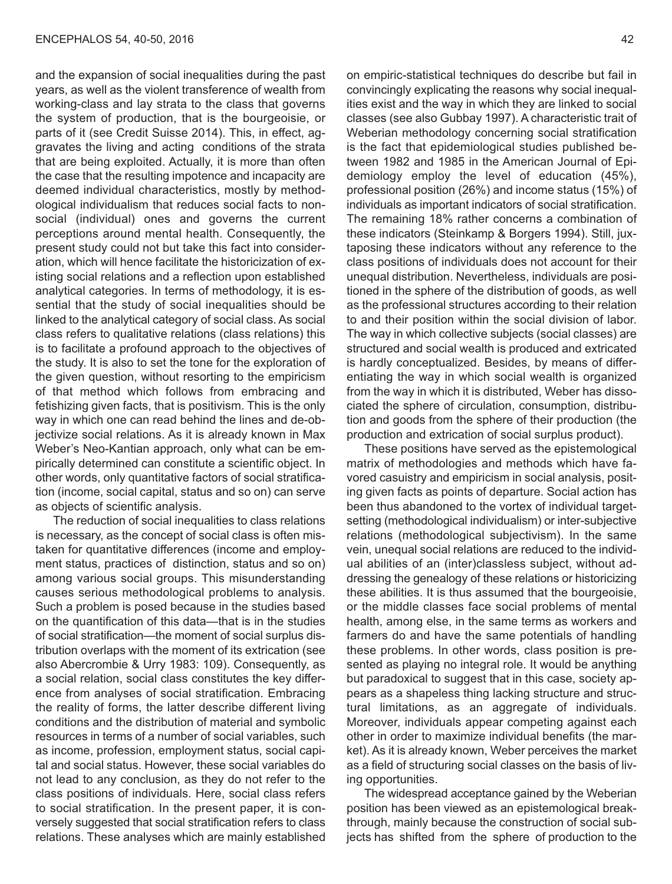and the expansion of social inequalities during the past years, as well as the violent transference of wealth from working-class and lay strata to the class that governs the system of production, that is the bourgeoisie, or parts of it (see Credit Suisse 2014). This, in effect, aggravates the living and acting conditions of the strata that are being exploited. Actually, it is more than often the case that the resulting impotence and incapacity are deemed individual characteristics, mostly by methodological individualism that reduces social facts to non-social (individual) ones and governs the current perceptions around mental health. Consequently, the present study could not but take this fact into consideration, which will hence facilitate the historicization of existing social relations and a reflection upon established analytical categories. In terms of methodology, it is essential that the study of social inequalities should be linked to the analytical category of social class. As social class refers to qualitative relations (class relations) this is to facilitate a profound approach to the objectives of the study. It is also to set the tone for the exploration of the given question, without resorting to the empiricism of that method which follows from embracing and fetishizing given facts, that is positivism. This is the only way in which one can read behind the lines and de-objectivize social relations. As it is already known in Max Weber's Neo-Kantian approach, only what can be empirically determined can constitute a scientific object. In other words, only quantitative factors of social stratification (income, social capital, status and so on) can serve as objects of scientific analysis.

The reduction of social inequalities to class relations is necessary, as the concept of social class is often mistaken for quantitative differences (income and employment status, practices of distinction, status and so on) among various social groups. This misunderstanding causes serious methodological problems to analysis. Such a problem is posed because in the studies based on the quantification of this data—that is in the studies of social stratification—the moment of social surplus distribution overlaps with the moment of its extrication (see also Abercrombie & Urry 1983: 109). Consequently, as a social relation, social class constitutes the key difference from analyses of social stratification. Embracing the reality of forms, the latter describe different living conditions and the distribution of material and symbolic resources in terms of a number of social variables, such as income, profession, employment status, social capital and social status. However, these social variables do not lead to any conclusion, as they do not refer to the class positions of individuals. Here, social class refers to social stratification. In the present paper, it is conversely suggested that social stratification refers to class relations. These analyses which are mainly established on empiric-statistical techniques do describe but fail in convincingly explicating the reasons why social inequalities exist and the way in which they are linked to social classes (see also Gubbay 1997). A characteristic trait of Weberian methodology concerning social stratification is the fact that epidemiological studies published between 1982 and 1985 in the American Journal of Epidemiology employ the level of education (45%), professional position (26%) and income status (15%) of individuals as important indicators of social stratification. The remaining 18% rather concerns a combination of these indicators (Steinkamp & Borgers 1994). Still, juxtaposing these indicators without any reference to the class positions of individuals does not account for their unequal distribution. Nevertheless, individuals are positioned in the sphere of the distribution of goods, as well as the professional structures according to their relation to and their position within the social division of labor. The way in which collective subjects (social classes) are structured and social wealth is produced and extricated is hardly conceptualized. Besides, by means of differentiating the way in which social wealth is organized from the way in which it is distributed, Weber has dissociated the sphere of circulation, consumption, distribution and goods from the sphere of their production (the production and extrication of social surplus product).

These positions have served as the epistemological matrix of methodologies and methods which have favored casuistry and empiricism in social analysis, positing given facts as points of departure. Social action has been thus abandoned to the vortex of individual target-setting (methodological individualism) or inter-subjective relations (methodological subjectivism). In the same vein, unequal social relations are reduced to the individual abilities of an (inter)classless subject, without addressing the genealogy of these relations or historicizing these abilities. It is thus assumed that the bourgeoisie, or the middle classes face social problems of mental health, among else, in the same terms as workers and farmers do and have the same potentials of handling these problems. In other words, class position is presented as playing no integral role. It would be anything but paradoxical to suggest that in this case, society appears as a shapeless thing lacking structure and structural limitations, as an aggregate of individuals. Moreover, individuals appear competing against each other in order to maximize individual benefits (the market). As it is already known, Weber perceives the market as a field of structuring social classes on the basis of living opportunities.

The widespread acceptance gained by the Weberian position has been viewed as an epistemological breakthrough, mainly because the construction of social subjects has shifted from the sphere of production to the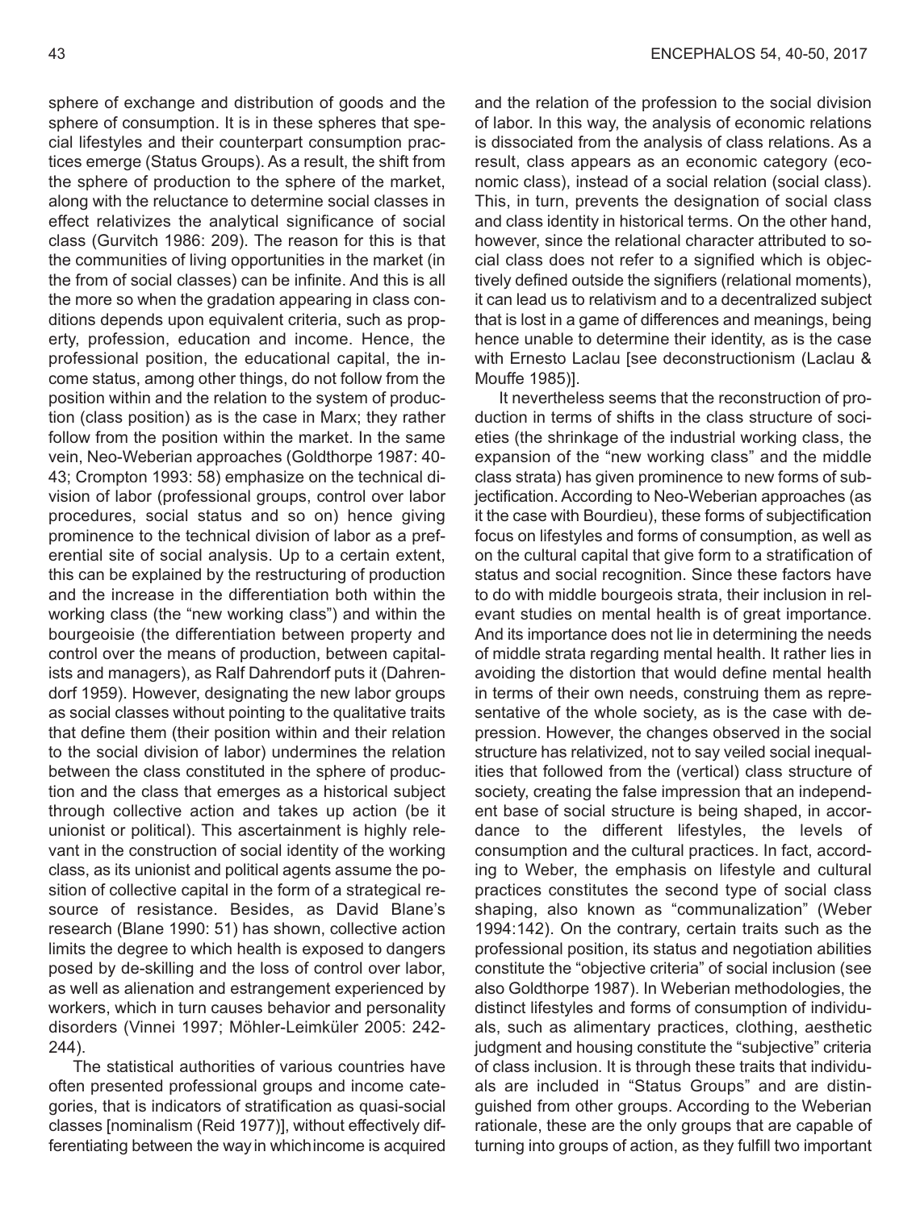sphere of exchange and distribution of goods and the sphere of consumption. It is in these spheres that special lifestyles and their counterpart consumption practices emerge (Status Groups). As a result, the shift from the sphere of production to the sphere of the market, along with the reluctance to determine social classes in effect relativizes the analytical significance of social class (Gurvitch 1986: 209). The reason for this is that the communities of living opportunities in the market (in the from of social classes) can be infinite. And this is all the more so when the gradation appearing in class conditions depends upon equivalent criteria, such as property, profession, education and income. Hence, the professional position, the educational capital, the income status, among other things, do not follow from the position within and the relation to the system of production (class position) as is the case in Marx; they rather follow from the position within the market. In the same vein, Neo-Weberian approaches (Goldthorpe 1987: 40-43; Crompton 1993: 58) emphasize on the technical division of labor (professional groups, control over labor procedures, social status and so on) hence giving prominence to the technical division of labor as a preferential site of social analysis. Up to a certain extent, this can be explained by the restructuring of production and the increase in the differentiation both within the working class (the "new working class") and within the bourgeoisie (the differentiation between property and control over the means of production, between capitalists and managers), as Ralf Dahrendorf puts it (Dahrendorf 1959). However, designating the new labor groups as social classes without pointing to the qualitative traits that define them (their position within and their relation to the social division of labor) undermines the relation between the class constituted in the sphere of production and the class that emerges as a historical subject through collective action and takes up action (be it unionist or political). This ascertainment is highly relevant in the construction of social identity of the working class, as its unionist and political agents assume the position of collective capital in the form of a strategical resource of resistance. Besides, as David Blane's research (Blane 1990: 51) has shown, collective action limits the degree to which health is exposed to dangers posed by de-skilling and the loss of control over labor, as well as alienation and estrangement experienced by workers, which in turn causes behavior and personality disorders (Vinnei 1997; Möhler-Leimküler 2005: 242-244).

The statistical authorities of various countries have often presented professional groups and income categories, that is indicators of stratification as quasi-social classes [nominalism (Reid 1977)], without effectively differentiating between the way in which income is acquired and the relation of the profession to the social division of labor. In this way, the analysis of economic relations is dissociated from the analysis of class relations. As a result, class appears as an economic category (economic class), instead of a social relation (social class). This, in turn, prevents the designation of social class and class identity in historical terms. On the other hand, however, since the relational character attributed to social class does not refer to a signified which is objectively defined outside the signifiers (relational moments), it can lead us to relativism and to a decentralized subject that is lost in a game of differences and meanings, being hence unable to determine their identity, as is the case with Ernesto Laclau [see deconstructionism (Laclau & Mouffe 1985)].

It nevertheless seems that the reconstruction of production in terms of shifts in the class structure of societies (the shrinkage of the industrial working class, the expansion of the "new working class" and the middle class strata) has given prominence to new forms of subjectification. According to Neo-Weberian approaches (as it the case with Bourdieu), these forms of subjectification focus on lifestyles and forms of consumption, as well as on the cultural capital that give form to a stratification of status and social recognition. Since these factors have to do with middle bourgeois strata, their inclusion in relevant studies on mental health is of great importance. And its importance does not lie in determining the needs of middle strata regarding mental health. It rather lies in avoiding the distortion that would define mental health in terms of their own needs, construing them as representative of the whole society, as is the case with depression. However, the changes observed in the social structure has relativized, not to say veiled social inequalities that followed from the (vertical) class structure of society, creating the false impression that an independent base of social structure is being shaped, in accordance to the different lifestyles, the levels of consumption and the cultural practices. In fact, according to Weber, the emphasis on lifestyle and cultural practices constitutes the second type of social class shaping, also known as "communalization" (Weber 1994:142). On the contrary, certain traits such as the professional position, its status and negotiation abilities constitute the "objective criteria" of social inclusion (see also Goldthorpe 1987). In Weberian methodologies, the distinct lifestyles and forms of consumption of individuals, such as alimentary practices, clothing, aesthetic judgment and housing constitute the "subjective" criteria of class inclusion. It is through these traits that individuals are included in "Status Groups" and are distinguished from other groups. According to the Weberian rationale, these are the only groups that are capable of turning into groups of action, as they fulfill two important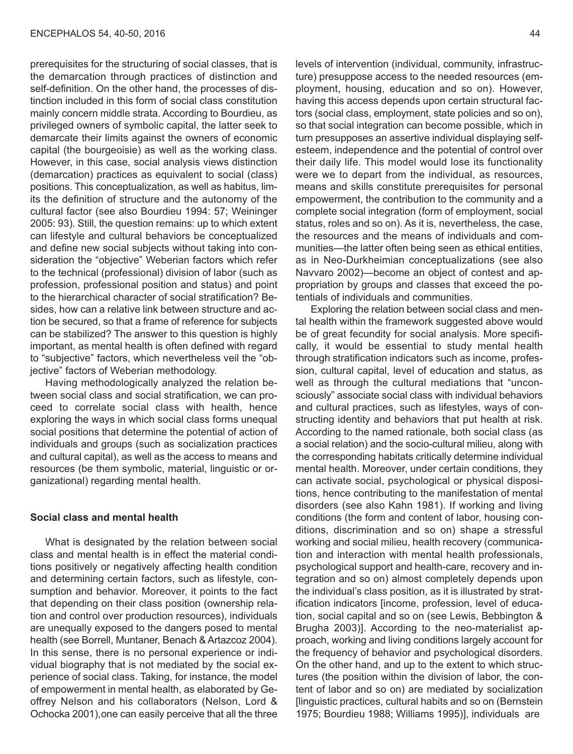prerequisites for the structuring of social classes, that is the demarcation through practices of distinction and self-definition. On the other hand, the processes of distinction included in this form of social class constitution mainly concern middle strata. According to Bourdieu, as privileged owners of symbolic capital, the latter seek to demarcate their limits against the owners of economic capital (the bourgeoisie) as well as the working class. However, in this case, social analysis views distinction (demarcation) practices as equivalent to social (class) positions. This conceptualization, as well as habitus, limits the definition of structure and the autonomy of the cultural factor (see also Bourdieu 1994: 57; Weininger 2005: 93). Still, the question remains: up to which extent can lifestyle and cultural behaviors be conceptualized and define new social subjects without taking into consideration the "objective" Weberian factors which refer to the technical (professional) division of labor (such as profession, professional position and status) and point to the hierarchical character of social stratification? Besides, how can a relative link between structure and action be secured, so that a frame of reference for subjects can be stabilized? The answer to this question is highly important, as mental health is often defined with regard to "subjective" factors, which nevertheless veil the "objective" factors of Weberian methodology.

Having methodologically analyzed the relation between social class and social stratification, we can proceed to correlate social class with health, hence exploring the ways in which social class forms unequal social positions that determine the potential of action of individuals and groups (such as socialization practices and cultural capital), as well as the access to means and resources (be them symbolic, material, linguistic or organizational) regarding mental health.

## Social class and mental health

What is designated by the relation between social class and mental health is in effect the material conditions positively or negatively affecting health condition and determining certain factors, such as lifestyle, consumption and behavior. Moreover, it points to the fact that depending on their class position (ownership relation and control over production resources), individuals are unequally exposed to the dangers posed to mental health (see Borrell, Muntaner, Benach & Artazcoz 2004). In this sense, there is no personal experience or individual biography that is not mediated by the social experience of social class. Taking, for instance, the model of empowerment in mental health, as elaborated by Geoffrey Nelson and his collaborators (Nelson, Lord & Ochocka 2001),one can easily perceive that all the three levels of intervention (individual, community, infrastructure) presuppose access to the needed resources (employment, housing, education and so on). However, having this access depends upon certain structural factors (social class, employment, state policies and so on), so that social integration can become possible, which in turn presupposes an assertive individual displaying self-esteem, independence and the potential of control over their daily life. This model would lose its functionality were we to depart from the individual, as resources, means and skills constitute prerequisites for personal empowerment, the contribution to the community and a complete social integration (form of employment, social status, roles and so on). As it is, nevertheless, the case, the resources and the means of individuals and communities—the latter often being seen as ethical entities, as in Neo-Durkheimian conceptualizations (see also Navvaro 2002)—become an object of contest and appropriation by groups and classes that exceed the potentials of individuals and communities.

Exploring the relation between social class and mental health within the framework suggested above would be of great fecundity for social analysis. More specifically, it would be essential to study mental health through stratification indicators such as income, profession, cultural capital, level of education and status, as well as through the cultural mediations that "unconsciously" associate social class with individual behaviors and cultural practices, such as lifestyles, ways of constructing identity and behaviors that put health at risk. According to the named rationale, both social class (as a social relation) and the socio-cultural milieu, along with the corresponding habitats critically determine individual mental health. Moreover, under certain conditions, they can activate social, psychological or physical dispositions, hence contributing to the manifestation of mental disorders (see also Kahn 1981). If working and living conditions (the form and content of labor, housing conditions, discrimination and so on) shape a stressful working and social milieu, health recovery (communication and interaction with mental health professionals, psychological support and health-care, recovery and integration and so on) almost completely depends upon the individual's class position, as it is illustrated by stratification indicators [income, profession, level of education, social capital and so on (see Lewis, Bebbington & Brugha 2003)]. According to the neo-materialist approach, working and living conditions largely account for the frequency of behavior and psychological disorders. On the other hand, and up to the extent to which structures (the position within the division of labor, the content of labor and so on) are mediated by socialization [linguistic practices, cultural habits and so on (Bernstein 1975; Bourdieu 1988; Williams 1995)], individuals are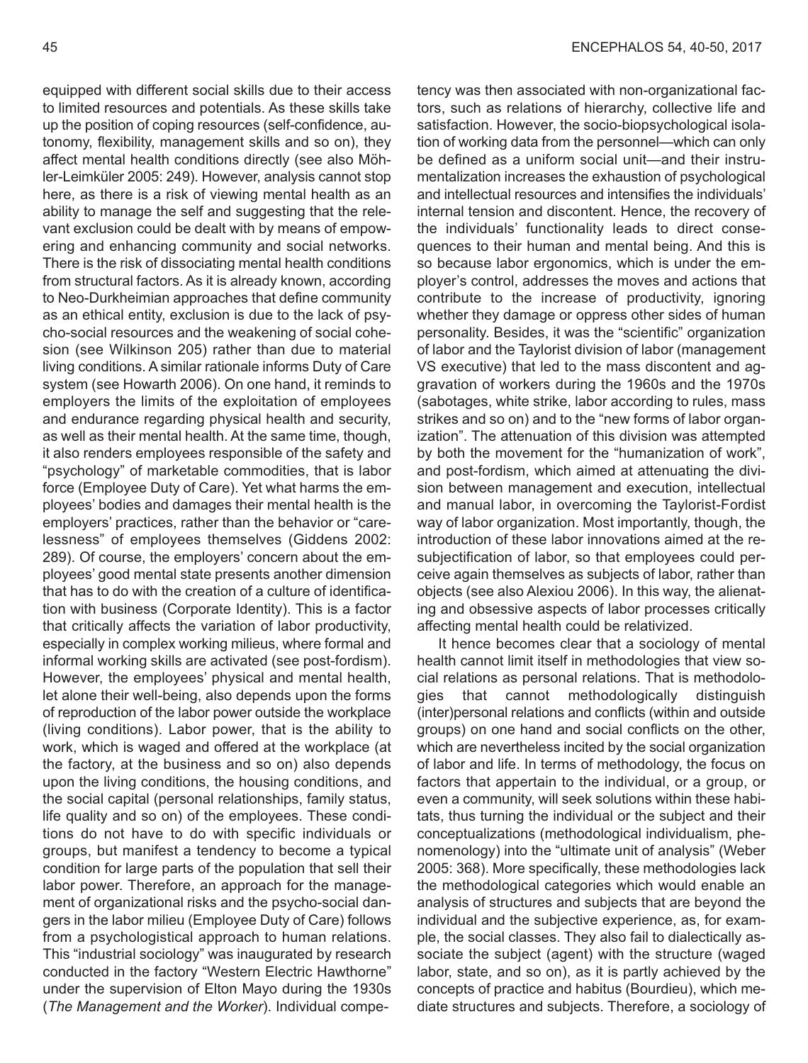equipped with different social skills due to their access to limited resources and potentials. As these skills take up the position of coping resources (self-confidence, autonomy, flexibility, management skills and so on), they affect mental health conditions directly (see also Möhler-Leimküler 2005: 249). However, analysis cannot stop here, as there is a risk of viewing mental health as an ability to manage the self and suggesting that the relevant exclusion could be dealt with by means of empowering and enhancing community and social networks. There is the risk of dissociating mental health conditions from structural factors. As it is already known, according to Neo-Durkheimian approaches that define community as an ethical entity, exclusion is due to the lack of psycho-social resources and the weakening of social cohesion (see Wilkinson 205) rather than due to material living conditions. A similar rationale informs Duty of Care system (see Howarth 2006). On one hand, it reminds to employers the limits of the exploitation of employees and endurance regarding physical health and security, as well as their mental health. At the same time, though, it also renders employees responsible of the safety and "psychology" of marketable commodities, that is labor force (Employee Duty of Care). Yet what harms the employees' bodies and damages their mental health is the employers' practices, rather than the behavior or "carelessness" of employees themselves (Giddens 2002: 289). Of course, the employers' concern about the employees' good mental state presents another dimension that has to do with the creation of a culture of identification with business (Corporate Identity). This is a factor that critically affects the variation of labor productivity, especially in complex working milieus, where formal and informal working skills are activated (see post-fordism). However, the employees' physical and mental health, let alone their well-being, also depends upon the forms of reproduction of the labor power outside the workplace (living conditions). Labor power, that is the ability to work, which is waged and offered at the workplace (at the factory, at the business and so on) also depends upon the living conditions, the housing conditions, and the social capital (personal relationships, family status, life quality and so on) of the employees. These conditions do not have to do with specific individuals or groups, but manifest a tendency to become a typical condition for large parts of the population that sell their labor power. Therefore, an approach for the management of organizational risks and the psycho-social dangers in the labor milieu (Employee Duty of Care) follows from a psychologistical approach to human relations. This "industrial sociology" was inaugurated by research conducted in the factory "Western Electric Hawthorne" under the supervision of Elton Mayo during the 1930s (*The Management and the Worker*). Individual competency was then associated with non-organizational factors, such as relations of hierarchy, collective life and satisfaction. However, the socio-biopsychological isolation of working data from the personnel—which can only be defined as a uniform social unit—and their instrumentalization increases the exhaustion of psychological and intellectual resources and intensifies the individuals' internal tension and discontent. Hence, the recovery of the individuals' functionality leads to direct consequences to their human and mental being. And this is so because labor ergonomics, which is under the employer's control, addresses the moves and actions that contribute to the increase of productivity, ignoring whether they damage or oppress other sides of human personality. Besides, it was the "scientific" organization of labor and the Taylorist division of labor (management VS executive) that led to the mass discontent and aggravation of workers during the 1960s and the 1970s (sabotages, white strike, labor according to rules, mass strikes and so on) and to the "new forms of labor organization". The attenuation of this division was attempted by both the movement for the "humanization of work", and post-fordism, which aimed at attenuating the division between management and execution, intellectual and manual labor, in overcoming the Taylorist-Fordist way of labor organization. Most importantly, though, the introduction of these labor innovations aimed at the re-subjectification of labor, so that employees could perceive again themselves as subjects of labor, rather than objects (see also Alexiou 2006). In this way, the alienating and obsessive aspects of labor processes critically affecting mental health could be relativized.

It hence becomes clear that a sociology of mental health cannot limit itself in methodologies that view social relations as personal relations. That is methodologies that cannot methodologically distinguish (inter)personal relations and conflicts (within and outside groups) on one hand and social conflicts on the other, which are nevertheless incited by the social organization of labor and life. In terms of methodology, the focus on factors that appertain to the individual, or a group, or even a community, will seek solutions within these habitats, thus turning the individual or the subject and their conceptualizations (methodological individualism, phenomenology) into the "ultimate unit of analysis" (Weber 2005: 368). More specifically, these methodologies lack the methodological categories which would enable an analysis of structures and subjects that are beyond the individual and the subjective experience, as, for example, the social classes. They also fail to dialectically associate the subject (agent) with the structure (waged labor, state, and so on), as it is partly achieved by the concepts of practice and habitus (Bourdieu), which mediate structures and subjects. Therefore, a sociology of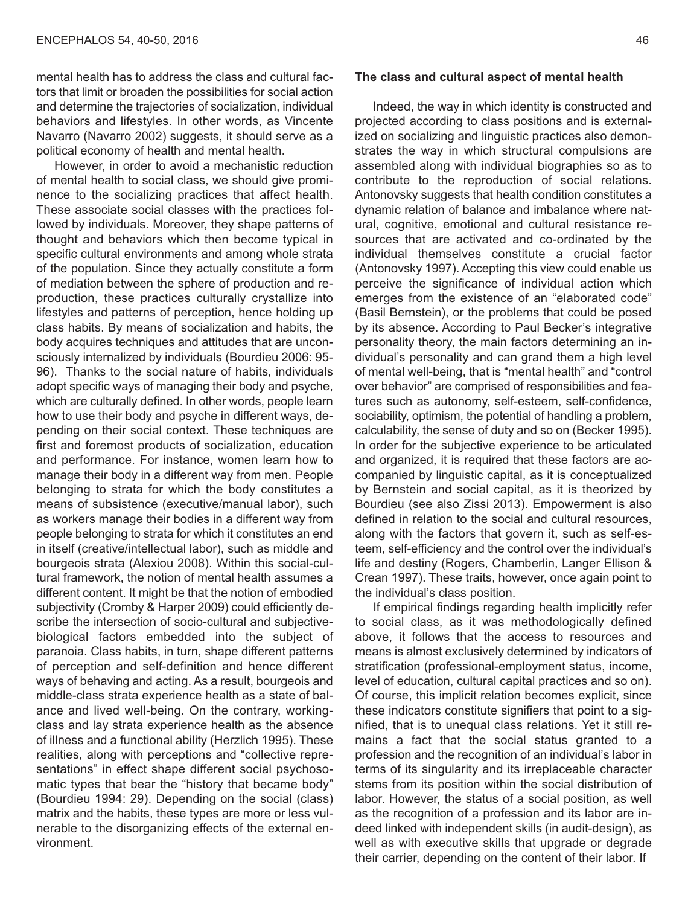mental health has to address the class and cultural factors that limit or broaden the possibilities for social action and determine the trajectories of socialization, individual behaviors and lifestyles. In other words, as Vincente Navarro (Navarro 2002) suggests, it should serve as a political economy of health and mental health.

However, in order to avoid a mechanistic reduction of mental health to social class, we should give prominence to the socializing practices that affect health. These associate social classes with the practices followed by individuals. Moreover, they shape patterns of thought and behaviors which then become typical in specific cultural environments and among whole strata of the population. Since they actually constitute a form of mediation between the sphere of production and reproduction, these practices culturally crystallize into lifestyles and patterns of perception, hence holding up class habits. By means of socialization and habits, the body acquires techniques and attitudes that are unconsciously internalized by individuals (Bourdieu 2006: 95-96). Thanks to the social nature of habits, individuals adopt specific ways of managing their body and psyche, which are culturally defined. In other words, people learn how to use their body and psyche in different ways, depending on their social context. These techniques are first and foremost products of socialization, education and performance. For instance, women learn how to manage their body in a different way from men. People belonging to strata for which the body constitutes a means of subsistence (executive/manual labor), such as workers manage their bodies in a different way from people belonging to strata for which it constitutes an end in itself (creative/intellectual labor), such as middle and bourgeois strata (Alexiou 2008). Within this social-cultural framework, the notion of mental health assumes a different content. It might be that the notion of embodied subjectivity (Cromby & Harper 2009) could efficiently describe the intersection of socio-cultural and subjective-biological factors embedded into the subject of paranoia. Class habits, in turn, shape different patterns of perception and self-definition and hence different ways of behaving and acting. As a result, bourgeois and middle-class strata experience health as a state of balance and lived well-being. On the contrary, working-class and lay strata experience health as the absence of illness and a functional ability (Herzlich 1995). These realities, along with perceptions and "collective representations" in effect shape different social psychosomatic types that bear the "history that became body" (Bourdieu 1994: 29). Depending on the social (class) matrix and the habits, these types are more or less vulnerable to the disorganizing effects of the external environment.

**The class and cultural aspect of mental health**

Indeed, the way in which identity is constructed and projected according to class positions and is externalized on socializing and linguistic practices also demonstrates the way in which structural compulsions are assembled along with individual biographies so as to contribute to the reproduction of social relations. Antonovsky suggests that health condition constitutes a dynamic relation of balance and imbalance where natural, cognitive, emotional and cultural resistance resources that are activated and co-ordinated by the individual themselves constitute a crucial factor (Antonovsky 1997). Accepting this view could enable us perceive the significance of individual action which emerges from the existence of an "elaborated code" (Basil Bernstein), or the problems that could be posed by its absence. According to Paul Becker's integrative personality theory, the main factors determining an individual's personality and can grand them a high level of mental well-being, that is "mental health" and "control over behavior" are comprised of responsibilities and features such as autonomy, self-esteem, self-confidence, sociability, optimism, the potential of handling a problem, calculability, the sense of duty and so on (Becker 1995). In order for the subjective experience to be articulated and organized, it is required that these factors are accompanied by linguistic capital, as it is conceptualized by Bernstein and social capital, as it is theorized by Bourdieu (see also Zissi 2013). Empowerment is also defined in relation to the social and cultural resources, along with the factors that govern it, such as self-esteem, self-efficiency and the control over the individual's life and destiny (Rogers, Chamberlin, Langer Ellison & Crean 1997). These traits, however, once again point to the individual's class position.

If empirical findings regarding health implicitly refer to social class, as it was methodologically defined above, it follows that the access to resources and means is almost exclusively determined by indicators of stratification (professional-employment status, income, level of education, cultural capital practices and so on). Of course, this implicit relation becomes explicit, since these indicators constitute signifiers that point to a signified, that is to unequal class relations. Yet it still remains a fact that the social status granted to a profession and the recognition of an individual's labor in terms of its singularity and its irreplaceable character stems from its position within the social distribution of labor. However, the status of a social position, as well as the recognition of a profession and its labor are indeed linked with independent skills (in audit-design), as well as with executive skills that upgrade or degrade their carrier, depending on the content of their labor. If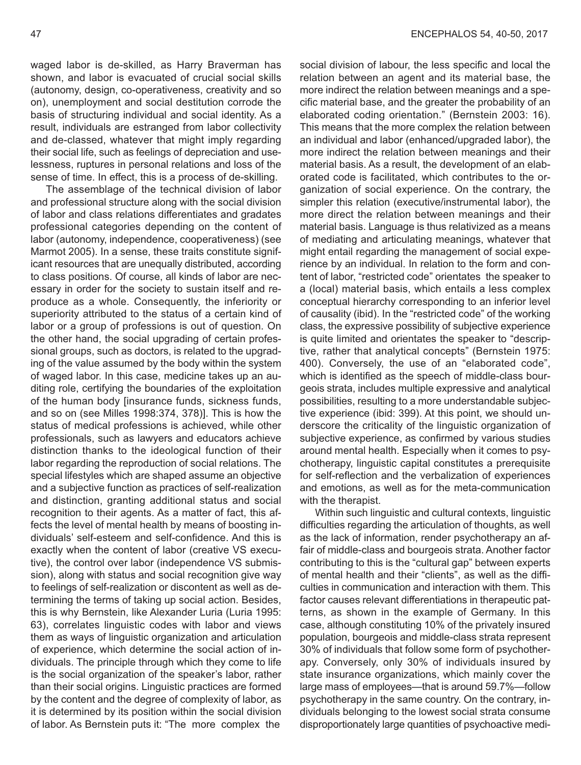waged labor is de-skilled, as Harry Braverman has shown, and labor is evacuated of crucial social skills (autonomy, design, co-operativeness, creativity and so on), unemployment and social destitution corrode the basis of structuring individual and social identity. As a result, individuals are estranged from labor collectivity and de-classed, whatever that might imply regarding their social life, such as feelings of depreciation and uselessness, ruptures in personal relations and loss of the sense of time. In effect, this is a process of de-skilling.

The assemblage of the technical division of labor and professional structure along with the social division of labor and class relations differentiates and gradates professional categories depending on the content of labor (autonomy, independence, cooperativeness) (see Marmot 2005). In a sense, these traits constitute significant resources that are unequally distributed, according to class positions. Of course, all kinds of labor are necessary in order for the society to sustain itself and reproduce as a whole. Consequently, the inferiority or superiority attributed to the status of a certain kind of labor or a group of professions is out of question. On the other hand, the social upgrading of certain professional groups, such as doctors, is related to the upgrading of the value assumed by the body within the system of waged labor. In this case, medicine takes up an auditing role, certifying the boundaries of the exploitation of the human body [insurance funds, sickness funds, and so on (see Milles 1998:374, 378)]. This is how the status of medical professions is achieved, while other professionals, such as lawyers and educators achieve distinction thanks to the ideological function of their labor regarding the reproduction of social relations. The special lifestyles which are shaped assume an objective and a subjective function as practices of self-realization and distinction, granting additional status and social recognition to their agents. As a matter of fact, this affects the level of mental health by means of boosting individuals' self-esteem and self-confidence. And this is exactly when the content of labor (creative VS executive), the control over labor (independence VS submission), along with status and social recognition give way to feelings of self-realization or discontent as well as determining the terms of taking up social action. Besides, this is why Bernstein, like Alexander Luria (Luria 1995: 63), correlates linguistic codes with labor and views them as ways of linguistic organization and articulation of experience, which determine the social action of individuals. The principle through which they come to life is the social organization of the speaker's labor, rather than their social origins. Linguistic practices are formed by the content and the degree of complexity of labor, as it is determined by its position within the social division of labor. As Bernstein puts it: "The more complex the social division of labour, the less specific and local the relation between an agent and its material base, the more indirect the relation between meanings and a specific material base, and the greater the probability of an elaborated coding orientation." (Bernstein 2003: 16). This means that the more complex the relation between an individual and labor (enhanced/upgraded labor), the more indirect the relation between meanings and their material basis. As a result, the development of an elaborated code is facilitated, which contributes to the organization of social experience. On the contrary, the simpler this relation (executive/instrumental labor), the more direct the relation between meanings and their material basis. Language is thus relativized as a means of mediating and articulating meanings, whatever that might entail regarding the management of social experience by an individual. In relation to the form and content of labor, "restricted code" orientates the speaker to a (local) material basis, which entails a less complex conceptual hierarchy corresponding to an inferior level of causality (ibid). In the "restricted code" of the working class, the expressive possibility of subjective experience is quite limited and orientates the speaker to "descriptive, rather that analytical concepts" (Bernstein 1975: 400). Conversely, the use of an "elaborated code", which is identified as the speech of middle-class bourgeois strata, includes multiple expressive and analytical possibilities, resulting to a more understandable subjective experience (ibid: 399). At this point, we should underscore the criticality of the linguistic organization of subjective experience, as confirmed by various studies around mental health. Especially when it comes to psychotherapy, linguistic capital constitutes a prerequisite for self-reflection and the verbalization of experiences and emotions, as well as for the meta-communication with the therapist.

Within such linguistic and cultural contexts, linguistic difficulties regarding the articulation of thoughts, as well as the lack of information, render psychotherapy an affair of middle-class and bourgeois strata. Another factor contributing to this is the "cultural gap" between experts of mental health and their "clients", as well as the difficulties in communication and interaction with them. This factor causes relevant differentiations in therapeutic patterns, as shown in the example of Germany. In this case, although constituting 10% of the privately insured population, bourgeois and middle-class strata represent 30% of individuals that follow some form of psychotherapy. Conversely, only 30% of individuals insured by state insurance organizations, which mainly cover the large mass of employees—that is around 59.7%—follow psychotherapy in the same country. On the contrary, individuals belonging to the lowest social strata consume disproportionately large quantities of psychoactive medi-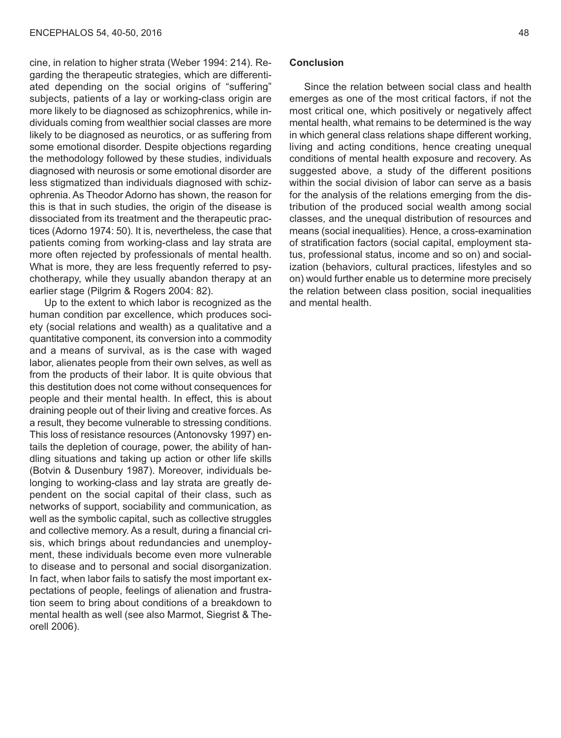cine, in relation to higher strata (Weber 1994: 214). Regarding the therapeutic strategies, which are differentiated depending on the social origins of "suffering" subjects, patients of a lay or working-class origin are more likely to be diagnosed as schizophrenics, while individuals coming from wealthier social classes are more likely to be diagnosed as neurotics, or as suffering from some emotional disorder. Despite objections regarding the methodology followed by these studies, individuals diagnosed with neurosis or some emotional disorder are less stigmatized than individuals diagnosed with schizophrenia. As Theodor Adorno has shown, the reason for this is that in such studies, the origin of the disease is dissociated from its treatment and the therapeutic practices (Adorno 1974: 50). It is, nevertheless, the case that patients coming from working-class and lay strata are more often rejected by professionals of mental health. What is more, they are less frequently referred to psychotherapy, while they usually abandon therapy at an earlier stage (Pilgrim & Rogers 2004: 82).

Up to the extent to which labor is recognized as the human condition par excellence, which produces society (social relations and wealth) as a qualitative and a quantitative component, its conversion into a commodity and a means of survival, as is the case with waged labor, alienates people from their own selves, as well as from the products of their labor. It is quite obvious that this destitution does not come without consequences for people and their mental health. In effect, this is about draining people out of their living and creative forces. As a result, they become vulnerable to stressing conditions. This loss of resistance resources (Antonovsky 1997) entails the depletion of courage, power, the ability of handling situations and taking up action or other life skills (Botvin & Dusenbury 1987). Moreover, individuals belonging to working-class and lay strata are greatly dependent on the social capital of their class, such as networks of support, sociability and communication, as well as the symbolic capital, such as collective struggles and collective memory. As a result, during a financial crisis, which brings about redundancies and unemployment, these individuals become even more vulnerable to disease and to personal and social disorganization. In fact, when labor fails to satisfy the most important expectations of people, feelings of alienation and frustration seem to bring about conditions of a breakdown to mental health as well (see also Marmot, Siegrist & Theorell 2006).

**Conclusion**

Since the relation between social class and health emerges as one of the most critical factors, if not the most critical one, which positively or negatively affect mental health, what remains to be determined is the way in which general class relations shape different working, living and acting conditions, hence creating unequal conditions of mental health exposure and recovery. As suggested above, a study of the different positions within the social division of labor can serve as a basis for the analysis of the relations emerging from the distribution of the produced social wealth among social classes, and the unequal distribution of resources and means (social inequalities). Hence, a cross-examination of stratification factors (social capital, employment status, professional status, income and so on) and socialization (behaviors, cultural practices, lifestyles and so on) would further enable us to determine more precisely the relation between class position, social inequalities and mental health.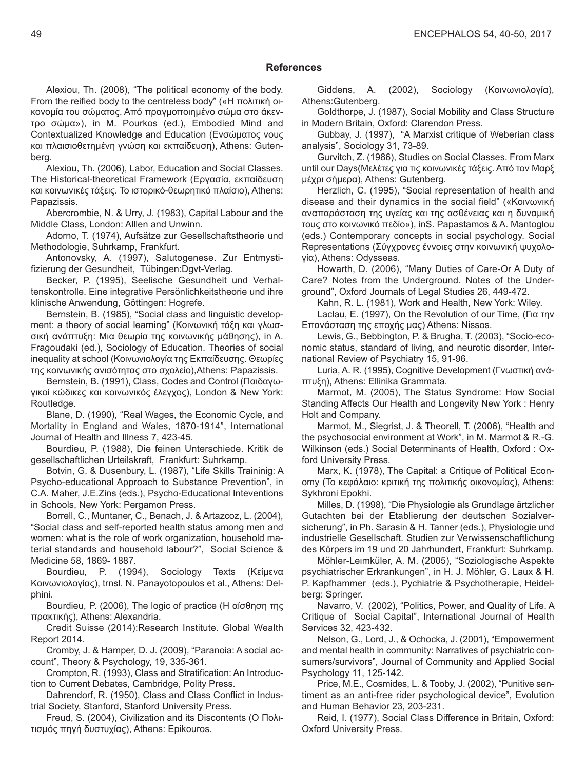## References

Alexiou, Th. (2008), "The political economy of the body. From the reified body to the centreless body" («Η πολιτική οικονομία του σώματος. Από πραγμοποιημένο σώμα στο άκεντρο σώμα»), in M. Pourkos (ed.), Embodied Mind and Contextualized Knowledge and Education (Ενσώματος νους και πλαισιοθετημένη γνώση και εκπαίδευση), Athens: Gutenberg.

Alexiou, Th. (2006), Labor, Education and Social Classes. The Historical-theoretical Framework (Εργασία, εκπαίδευση και κοινωνικές τάξεις. Το ιστορικό-θεωρητικό πλαίσιο), Athens: Papazissis.

Abercrombie, N. & Urry, J. (1983), Capital Labour and the Middle Class, London: Alllen and Unwinn.

Adorno, T. (1974), Aufsätze zur Gesellschaftstheorie und Methodologie, Suhrkamp, Frankfurt.

Antonovsky, A. (1997), Salutogenese. Zur Entmystifizierung der Gesundheit, Tübingen:Dgvt-Verlag.

Becker, P. (1995), Seelische Gesundheit und Verhaltenskontrolle. Eine integrative Persönlichkeitstheorie und ihre klinische Anwendung, Göttingen: Hogrefe.

Bernstein, B. (1985), "Social class and linguistic development: a theory of social learning" (Κοινωνική τάξη και γλωσσική ανάπτυξη: Μια θεωρία της κοινωνικής μάθησης), in A. Fragoudaki (ed.), Sociology of Education. Theories of social inequality at school (Κοινωνιολογία της Εκπαίδευσης. Θεωρίες της κοινωνικής ανισότητας στο σχολείο),Athens: Papazissis.

Bernstein, B. (1991), Class, Codes and Control (Παιδαγωγικοί κώδικες και κοινωνικός έλεγχος), London & New York: Routledge.

Blane, D. (1990), "Real Wages, the Economic Cycle, and Mortality in England and Wales, 1870-1914", International Journal of Health and Illness 7, 423-45.

Bourdieu, P. (1988), Die feinen Unterschiede. Kritik de gesellschaftlichen Urteilskraft, Frankfurt: Suhrkamp.

Botvin, G. & Dusenbury, L. (1987), "Life Skills Traininig: A Psycho-educational Approach to Substance Prevention", in C.A. Maher, J.E.Zins (eds.), Psycho-Educational Inteventions in Schools, New York: Pergamon Press.

Borrell, C., Muntaner, C., Benach, J. & Artazcoz, L. (2004), "Social class and self-reported health status among men and women: what is the role of work organization, household material standards and household labour?", Social Science & Medicine 58, 1869- 1887.

Bourdieu, P. (1994), Sociology Texts (Κείμενα Κοινωνιολογίας), trnsl. N. Panayotopoulos et al., Athens: Delphini.

Bourdieu, P. (2006), The logic of practice (Η αίσθηση της πρακτικής), Athens: Alexandria.

Credit Suisse (2014):Research Institute. Global Wealth Report 2014.

Cromby, J. & Hamper, D. J. (2009), "Paranoia: A social account", Theory & Psychology, 19, 335-361.

Crompton, R. (1993), Class and Stratification: An Introduction to Current Debates, Cambridge, Polity Press.

Dahrendorf, R. (1950), Class and Class Conflict in Industrial Society, Stanford, Stanford University Press.

Freud, S. (2004), Civilization and its Discontents (Ο Πολιτισμός πηγή δυστυχίας), Athens: Epikouros.

Giddens, A. (2002), Sociology (Κοινωνιολογία), Athens:Gutenberg.

Goldthorpe, J. (1987), Social Mobility and Class Structure in Modern Britain, Oxford: Clarendon Press.

Gubbay, J. (1997), "A Marxist critique of Weberian class analysis", Sociology 31, 73-89.

Gurvitch, Z. (1986), Studies on Social Classes. From Marx until our Days(Μελέτες για τις κοινωνικές τάξεις. Από τον Μαρξ μέχρι σήμερα), Athens: Gutenberg.

Herzlich, C. (1995), "Social representation of health and disease and their dynamics in the social field" («Κοινωνική αναπαράσταση της υγείας και της ασθένειας και η δυναμική τους στο κοινωνικό πεδίο»), inS. Papastamos & A. Mantoglou (eds.) Contemporary concepts in social psychology. Social Representations (Σύγχρονες έννοιες στην κοινωνική ψυχολογία), Athens: Odysseas.

Howarth, D. (2006), "Many Duties of Care-Or A Duty of Care? Notes from the Underground. Notes of the Underground", Oxford Journals of Legal Studies 26, 449-472.

Kahn, R. L. (1981), Work and Health, New York: Wiley.

Laclau, E. (1997), On the Revolution of our Time, (Για την Επανάσταση της εποχής μας) Athens: Nissos.

Lewis, G., Bebbington, P. & Brugha, T. (2003), "Socio-economic status, standard of living, and neurotic disorder, International Review of Psychiatry 15, 91-96.

Luria, A. R. (1995), Cognitive Development (Γνωστική ανάπτυξη), Athens: Ellinika Grammata.

Marmot, M. (2005), The Status Syndrome: How Social Standing Affects Our Health and Longevity New York : Henry Holt and Company.

Marmot, M., Siegrist, J. & Theorell, T. (2006), "Health and the psychosocial environment at Work", in M. Marmot & R.-G. Wilkinson (eds.) Social Determinants of Health, Oxford : Oxford University Press.

Marx, K. (1978), The Capital: a Critique of Political Economy (Το κεφάλαιο: κριτική της πολιτικής οικονομίας), Athens: Sykhroni Epokhi.

Milles, D. (1998), "Die Physiologie als Grundlage ärztlicher Gutachten bei der Etablierung der deutschen Sozialversicherung", in Ph. Sarasin & H. Tanner (eds.), Physiologie und industrielle Gesellschaft. Studien zur Verwissenschaftlichung des Körpers im 19 und 20 Jahrhundert, Frankfurt: Suhrkamp.

Möhler-Leımküler, A. M. (2005), "Soziologische Aspekte psychiatrischer Erkrankungen", in H. J. Möhler, G. Laux & H. P. Kapfhammer (eds.), Pychiatrie & Psychotherapie, Heidelberg: Springer.

Navarro, V. (2002), "Politics, Power, and Quality of Life. A Critique of Social Capital", International Journal of Health Services 32, 423-432.

Nelson, G., Lord, J., & Ochocka, J. (2001), "Empowerment and mental health in community: Narratives of psychiatric consumers/survivors", Journal of Community and Applied Social Psychology 11, 125-142.

Price, M.E., Cosmides, L. & Tooby, J. (2002), "Punitive sentiment as an anti-free rider psychological device", Evolution and Human Behavior 23, 203-231.

Reid, I. (1977), Social Class Difference in Britain, Oxford: Oxford University Press.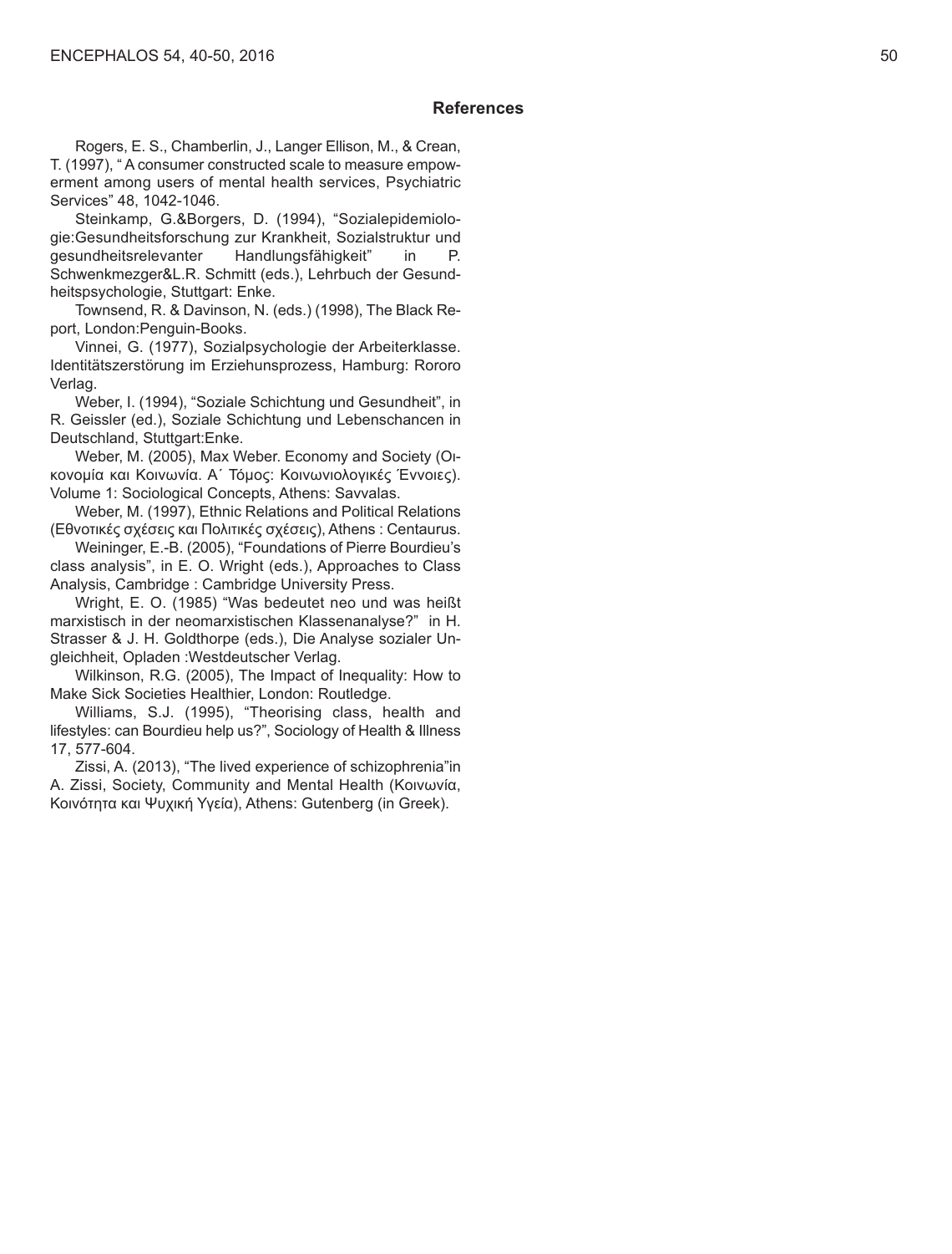## References

Rogers, E. S., Chamberlin, J., Langer Ellison, M., & Crean, T. (1997), " A consumer constructed scale to measure empowerment among users of mental health services, Psychiatric Services" 48, 1042-1046.

Steinkamp, G.&Borgers, D. (1994), "Sozialepidemiologie:Gesundheitsforschung zur Krankheit, Sozialstruktur und gesundheitsrelevanter Handlungsfähigkeit" in P. Schwenkmezger&L.R. Schmitt (eds.), Lehrbuch der Gesundheitspsychologie, Stuttgart: Enke.

Townsend, R. & Davinson, N. (eds.) (1998), The Black Report, London:Penguin-Books.

Vinnei, G. (1977), Sozialpsychologie der Arbeiterklasse. Identitätszerstörung im Erziehunsprozess, Hamburg: Rororo Verlag.

Weber, I. (1994), "Soziale Schichtung und Gesundheit", in R. Geissler (ed.), Soziale Schichtung und Lebenschancen in Deutschland, Stuttgart:Enke.

Weber, M. (2005), Max Weber. Economy and Society (Οικονομία και Κοινωνία. Α΄ Τόμος: Κοινωνιολογικές Έννοιες). Volume 1: Sociological Concepts, Athens: Savvalas.

Weber, M. (1997), Ethnic Relations and Political Relations (Εθνοτικές σχέσεις και Πολιτικές σχέσεις), Athens : Centaurus.

Weininger, E.-B. (2005), "Foundations of Pierre Bourdieu's class analysis", in E. O. Wright (eds.), Approaches to Class Analysis, Cambridge : Cambridge University Press.

Wright, E. O. (1985) "Was bedeutet neo und was heißt marxistisch in der neomarxistischen Klassenanalyse?" in H. Strasser & J. H. Goldthorpe (eds.), Die Analyse sozialer Ungleichheit, Opladen :Westdeutscher Verlag.

Wilkinson, R.G. (2005), The Impact of Inequality: How to Make Sick Societies Healthier, London: Routledge.

Williams, S.J. (1995), "Theorising class, health and lifestyles: can Bourdieu help us?", Sociology of Health & Illness 17, 577-604.

Zissi, A. (2013), "The lived experience of schizophrenia"in A. Zissi, Society, Community and Mental Health (Κοινωνία, Κοινότητα και Ψυχική Υγεία), Athens: Gutenberg (in Greek).